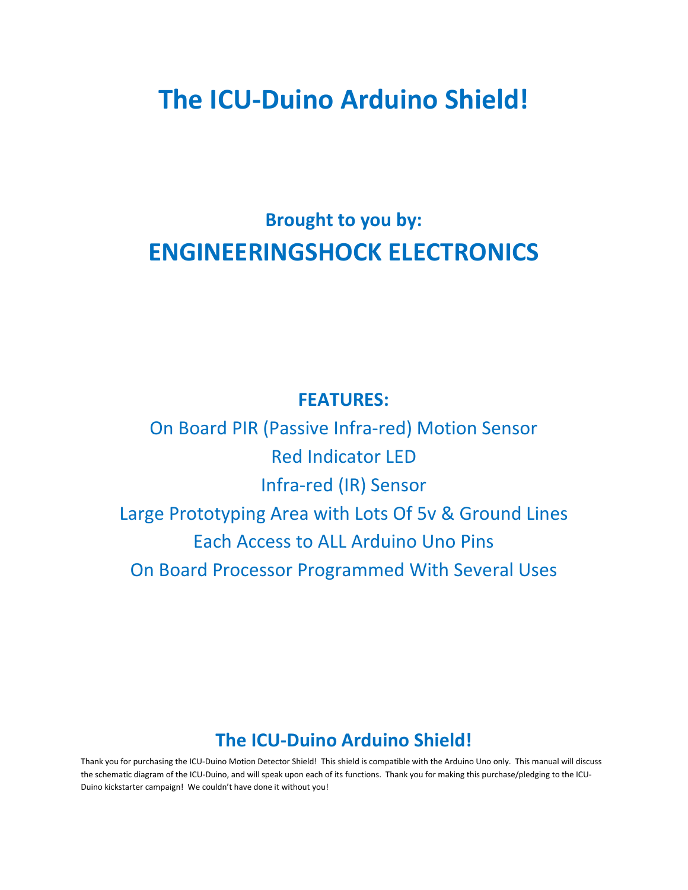# The ICU-Duino Arduino Shield!

### Brought to you by:

## ENGINEERINGSHOCK ELECTRONICS

### FEATURES:

On Board PIR (Passive Infra-red) Motion Sensor

Red Indicator LED

Infra-red (IR) Sensor

Large Prototyping Area with Lots Of 5v & Ground Lines

Each Access to ALL Arduino Uno Pins

On Board Processor Programmed With Several Uses

## The ICU-Duino Arduino Shield!

Thank you for purchasing the ICU-Duino Motion Detector Shield! This shield is compatible with the Arduino Uno only. This manual will discuss the schematic diagram of the ICU-Duino, and will speak upon each of its functions. Thank you for making this purchase/pledging to the ICU-Duino kickstarter campaign! We couldn't have done it without you!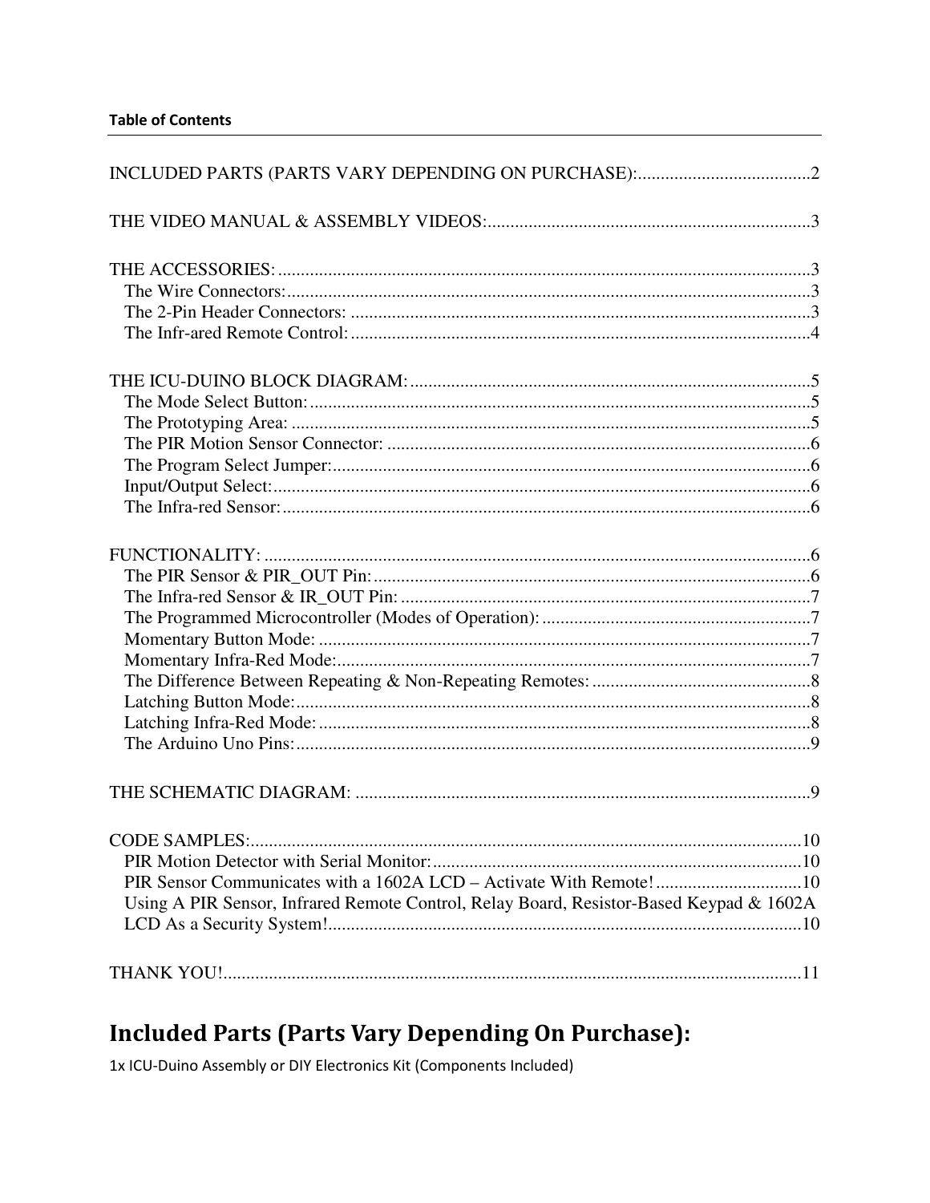**Table of Contents**

INCLUDED PARTS (PARTS VARY DEPENDING ON PURCHASE):......................................2

THE VIDEO MANUAL & ASSEMBLY VIDEOS:......................................................................3

THE ACCESSORIES:....................................................................................................................3
- The Wire Connectors:..................................................................................................................3
- The 2-Pin Header Connectors: ....................................................................................................3
- The Infr-ared Remote Control:....................................................................................................4

THE ICU-DUINO BLOCK DIAGRAM:.......................................................................................5
- The Mode Select Button:.............................................................................................................5
- The Prototyping Area: .................................................................................................................5
- The PIR Motion Sensor Connector: ............................................................................................6
- The Program Select Jumper:........................................................................................................6
- Input/Output Select:.....................................................................................................................6
- The Infra-red Sensor:...................................................................................................................6

FUNCTIONALITY: .......................................................................................................................6
- The PIR Sensor & PIR_OUT Pin:...............................................................................................6
- The Infra-red Sensor & IR_OUT Pin: .........................................................................................7
- The Programmed Microcontroller (Modes of Operation):..........................................................7
- Momentary Button Mode: ...........................................................................................................7
- Momentary Infra-Red Mode:.......................................................................................................7
- The Difference Between Repeating & Non-Repeating Remotes: ................................................8
- Latching Button Mode:................................................................................................................8
- Latching Infra-Red Mode:...........................................................................................................8
- The Arduino Uno Pins:................................................................................................................9

THE SCHEMATIC DIAGRAM: ...................................................................................................9

CODE SAMPLES:........................................................................................................................10
- PIR Motion Detector with Serial Monitor:................................................................................10
- PIR Sensor Communicates with a 1602A LCD – Activate With Remote! ................................10
- Using A PIR Sensor, Infrared Remote Control, Relay Board, Resistor-Based Keypad & 1602A LCD As a Security System!.......................................................................................................10

THANK YOU!..............................................................................................................................11

## Included Parts (Parts Vary Depending On Purchase):

1x ICU-Duino Assembly or DIY Electronics Kit (Components Included)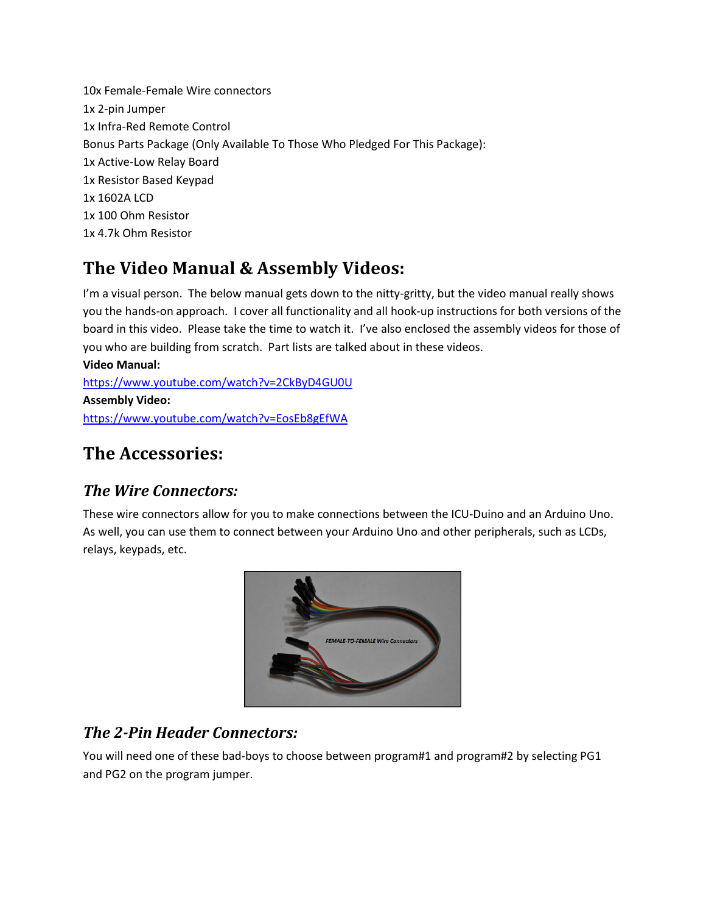10x Female-Female Wire connectors
1x 2-pin Jumper
1x Infra-Red Remote Control
Bonus Parts Package (Only Available To Those Who Pledged For This Package):
1x Active-Low Relay Board
1x Resistor Based Keypad
1x 1602A LCD
1x 100 Ohm Resistor
1x 4.7k Ohm Resistor

## The Video Manual & Assembly Videos:

I'm a visual person. The below manual gets down to the nitty-gritty, but the video manual really shows you the hands-on approach. I cover all functionality and all hook-up instructions for both versions of the board in this video. Please take the time to watch it. I've also enclosed the assembly videos for those of you who are building from scratch. Part lists are talked about in these videos.

**Video Manual:**
https://www.youtube.com/watch?v=2CkByD4GU0U
**Assembly Video:**
https://www.youtube.com/watch?v=EosEb8gEfWA

## The Accessories:

### *The Wire Connectors:*

These wire connectors allow for you to make connections between the ICU-Duino and an Arduino Uno. As well, you can use them to connect between your Arduino Uno and other peripherals, such as LCDs, relays, keypads, etc.

FEMALE-TO-FEMALE Wire Connectors

### *The 2-Pin Header Connectors:*

You will need one of these bad-boys to choose between program#1 and program#2 by selecting PG1 and PG2 on the program jumper.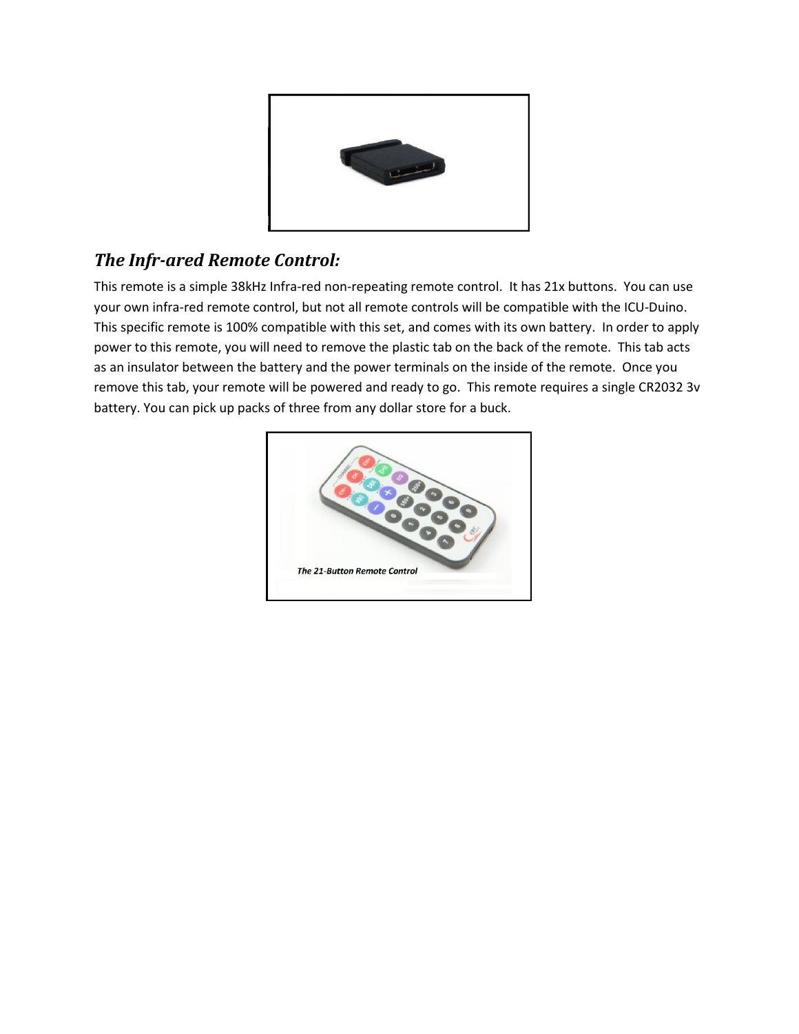## *The Infr-ared Remote Control:*

This remote is a simple 38kHz Infra-red non-repeating remote control. It has 21x buttons. You can use your own infra-red remote control, but not all remote controls will be compatible with the ICU-Duino. This specific remote is 100% compatible with this set, and comes with its own battery. In order to apply power to this remote, you will need to remove the plastic tab on the back of the remote. This tab acts as an insulator between the battery and the power terminals on the inside of the remote. Once you remove this tab, your remote will be powered and ready to go. This remote requires a single CR2032 3v battery. You can pick up packs of three from any dollar store for a buck.

*The 21-Button Remote Control*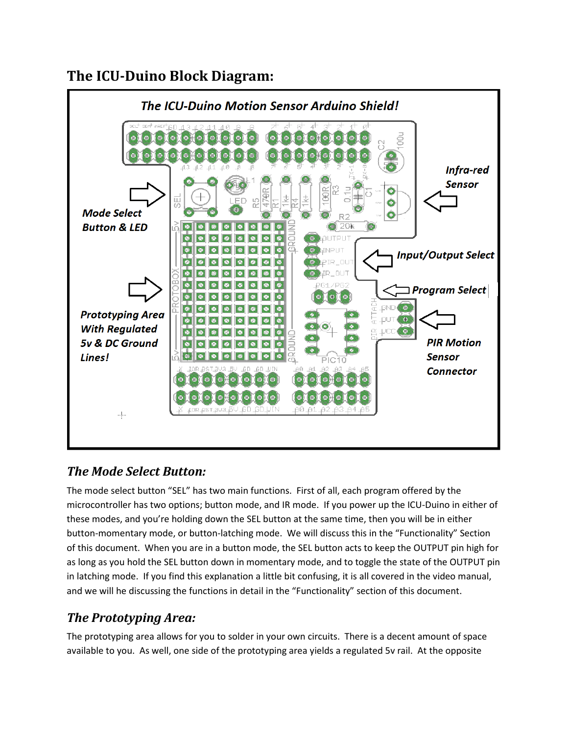# The ICU-Duino Block Diagram:

*The ICU-Duino Motion Sensor Arduino Shield!*

*Mode Select Button & LED*

*Infra-red Sensor*

*Input/Output Select*

*Program Select*

*Prototyping Area With Regulated 5v & DC Ground Lines!*

*PIR Motion Sensor Connector*

## The Mode Select Button:

The mode select button "SEL" has two main functions. First of all, each program offered by the microcontroller has two options; button mode, and IR mode. If you power up the ICU-Duino in either of these modes, and you're holding down the SEL button at the same time, then you will be in either button-momentary mode, or button-latching mode. We will discuss this in the "Functionality" Section of this document. When you are in a button mode, the SEL button acts to keep the OUTPUT pin high for as long as you hold the SEL button down in momentary mode, and to toggle the state of the OUTPUT pin in latching mode. If you find this explanation a little bit confusing, it is all covered in the video manual, and we will he discussing the functions in detail in the "Functionality" section of this document.

## The Prototyping Area:

The prototyping area allows for you to solder in your own circuits. There is a decent amount of space available to you. As well, one side of the prototyping area yields a regulated 5v rail. At the opposite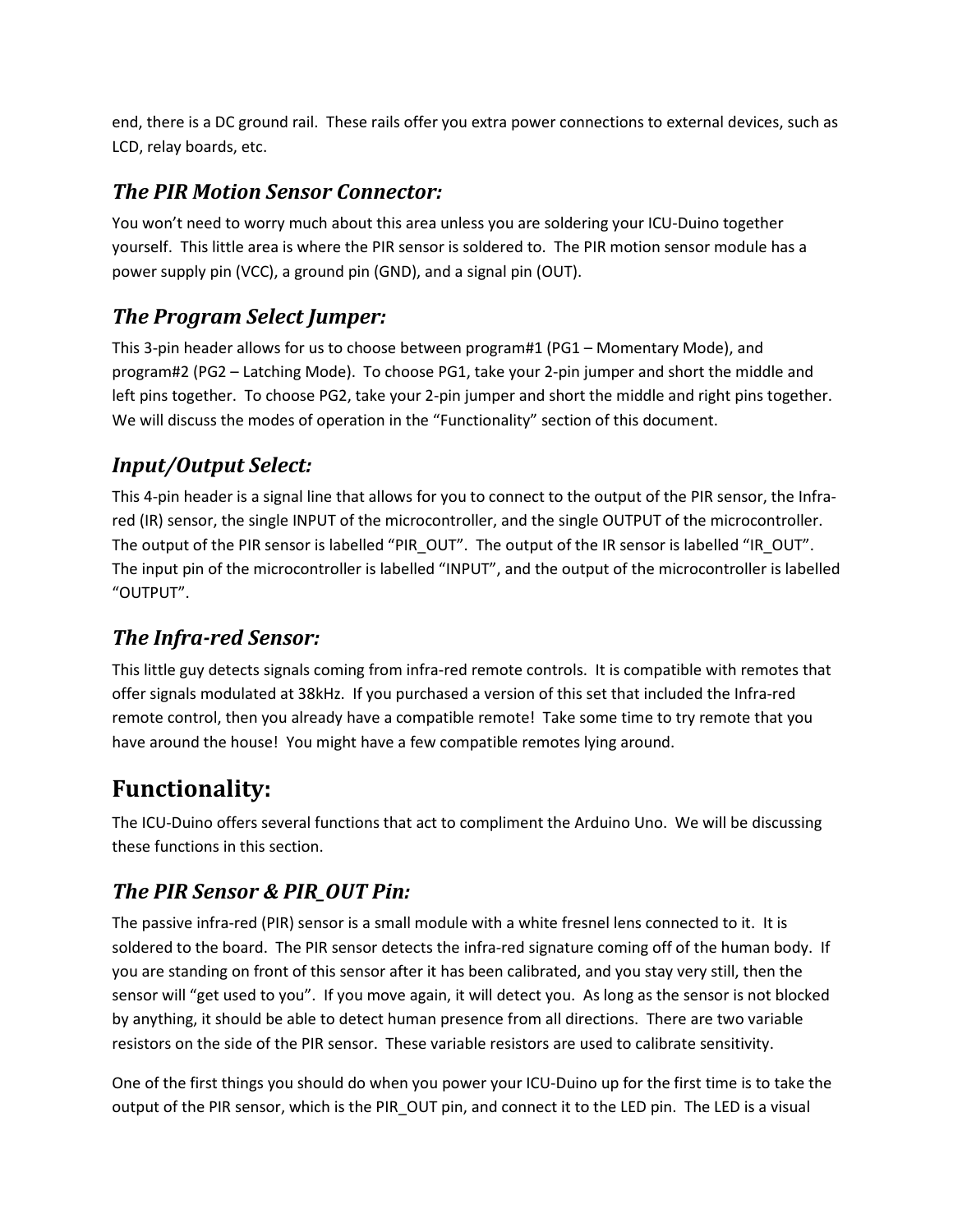end, there is a DC ground rail. These rails offer you extra power connections to external devices, such as LCD, relay boards, etc.

### *The PIR Motion Sensor Connector:*

You won't need to worry much about this area unless you are soldering your ICU-Duino together yourself. This little area is where the PIR sensor is soldered to. The PIR motion sensor module has a power supply pin (VCC), a ground pin (GND), and a signal pin (OUT).

### *The Program Select Jumper:*

This 3-pin header allows for us to choose between program#1 (PG1 – Momentary Mode), and program#2 (PG2 – Latching Mode). To choose PG1, take your 2-pin jumper and short the middle and left pins together. To choose PG2, take your 2-pin jumper and short the middle and right pins together. We will discuss the modes of operation in the "Functionality" section of this document.

### *Input/Output Select:*

This 4-pin header is a signal line that allows for you to connect to the output of the PIR sensor, the Infra-red (IR) sensor, the single INPUT of the microcontroller, and the single OUTPUT of the microcontroller. The output of the PIR sensor is labelled "PIR_OUT". The output of the IR sensor is labelled "IR_OUT". The input pin of the microcontroller is labelled "INPUT", and the output of the microcontroller is labelled "OUTPUT".

### *The Infra-red Sensor:*

This little guy detects signals coming from infra-red remote controls. It is compatible with remotes that offer signals modulated at 38kHz. If you purchased a version of this set that included the Infra-red remote control, then you already have a compatible remote! Take some time to try remote that you have around the house! You might have a few compatible remotes lying around.

## Functionality:

The ICU-Duino offers several functions that act to compliment the Arduino Uno. We will be discussing these functions in this section.

### *The PIR Sensor & PIR_OUT Pin:*

The passive infra-red (PIR) sensor is a small module with a white fresnel lens connected to it. It is soldered to the board. The PIR sensor detects the infra-red signature coming off of the human body. If you are standing on front of this sensor after it has been calibrated, and you stay very still, then the sensor will "get used to you". If you move again, it will detect you. As long as the sensor is not blocked by anything, it should be able to detect human presence from all directions. There are two variable resistors on the side of the PIR sensor. These variable resistors are used to calibrate sensitivity.

One of the first things you should do when you power your ICU-Duino up for the first time is to take the output of the PIR sensor, which is the PIR_OUT pin, and connect it to the LED pin. The LED is a visual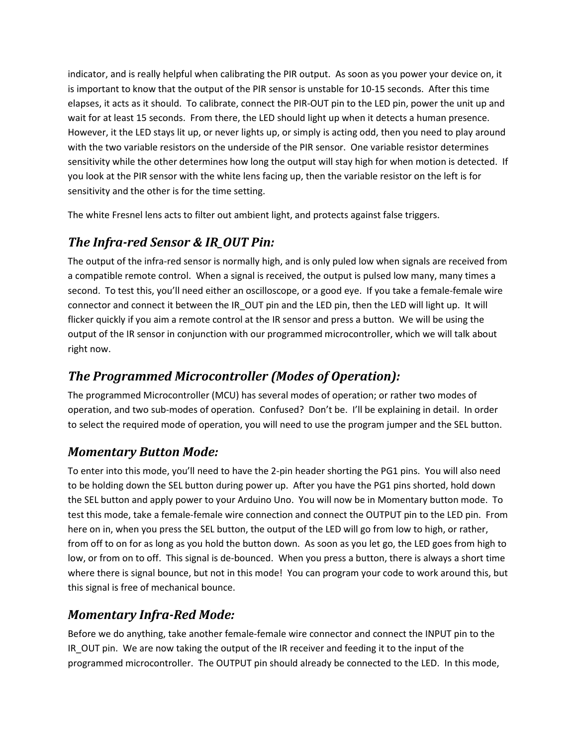indicator, and is really helpful when calibrating the PIR output. As soon as you power your device on, it is important to know that the output of the PIR sensor is unstable for 10-15 seconds. After this time elapses, it acts as it should. To calibrate, connect the PIR-OUT pin to the LED pin, power the unit up and wait for at least 15 seconds. From there, the LED should light up when it detects a human presence. However, it the LED stays lit up, or never lights up, or simply is acting odd, then you need to play around with the two variable resistors on the underside of the PIR sensor. One variable resistor determines sensitivity while the other determines how long the output will stay high for when motion is detected. If you look at the PIR sensor with the white lens facing up, then the variable resistor on the left is for sensitivity and the other is for the time setting.

The white Fresnel lens acts to filter out ambient light, and protects against false triggers.

## *The Infra-red Sensor & IR_OUT Pin:*

The output of the infra-red sensor is normally high, and is only puled low when signals are received from a compatible remote control. When a signal is received, the output is pulsed low many, many times a second. To test this, you'll need either an oscilloscope, or a good eye. If you take a female-female wire connector and connect it between the IR_OUT pin and the LED pin, then the LED will light up. It will flicker quickly if you aim a remote control at the IR sensor and press a button. We will be using the output of the IR sensor in conjunction with our programmed microcontroller, which we will talk about right now.

## *The Programmed Microcontroller (Modes of Operation):*

The programmed Microcontroller (MCU) has several modes of operation; or rather two modes of operation, and two sub-modes of operation. Confused? Don't be. I'll be explaining in detail. In order to select the required mode of operation, you will need to use the program jumper and the SEL button.

## *Momentary Button Mode:*

To enter into this mode, you'll need to have the 2-pin header shorting the PG1 pins. You will also need to be holding down the SEL button during power up. After you have the PG1 pins shorted, hold down the SEL button and apply power to your Arduino Uno. You will now be in Momentary button mode. To test this mode, take a female-female wire connection and connect the OUTPUT pin to the LED pin. From here on in, when you press the SEL button, the output of the LED will go from low to high, or rather, from off to on for as long as you hold the button down. As soon as you let go, the LED goes from high to low, or from on to off. This signal is de-bounced. When you press a button, there is always a short time where there is signal bounce, but not in this mode! You can program your code to work around this, but this signal is free of mechanical bounce.

## *Momentary Infra-Red Mode:*

Before we do anything, take another female-female wire connector and connect the INPUT pin to the IR_OUT pin. We are now taking the output of the IR receiver and feeding it to the input of the programmed microcontroller. The OUTPUT pin should already be connected to the LED. In this mode,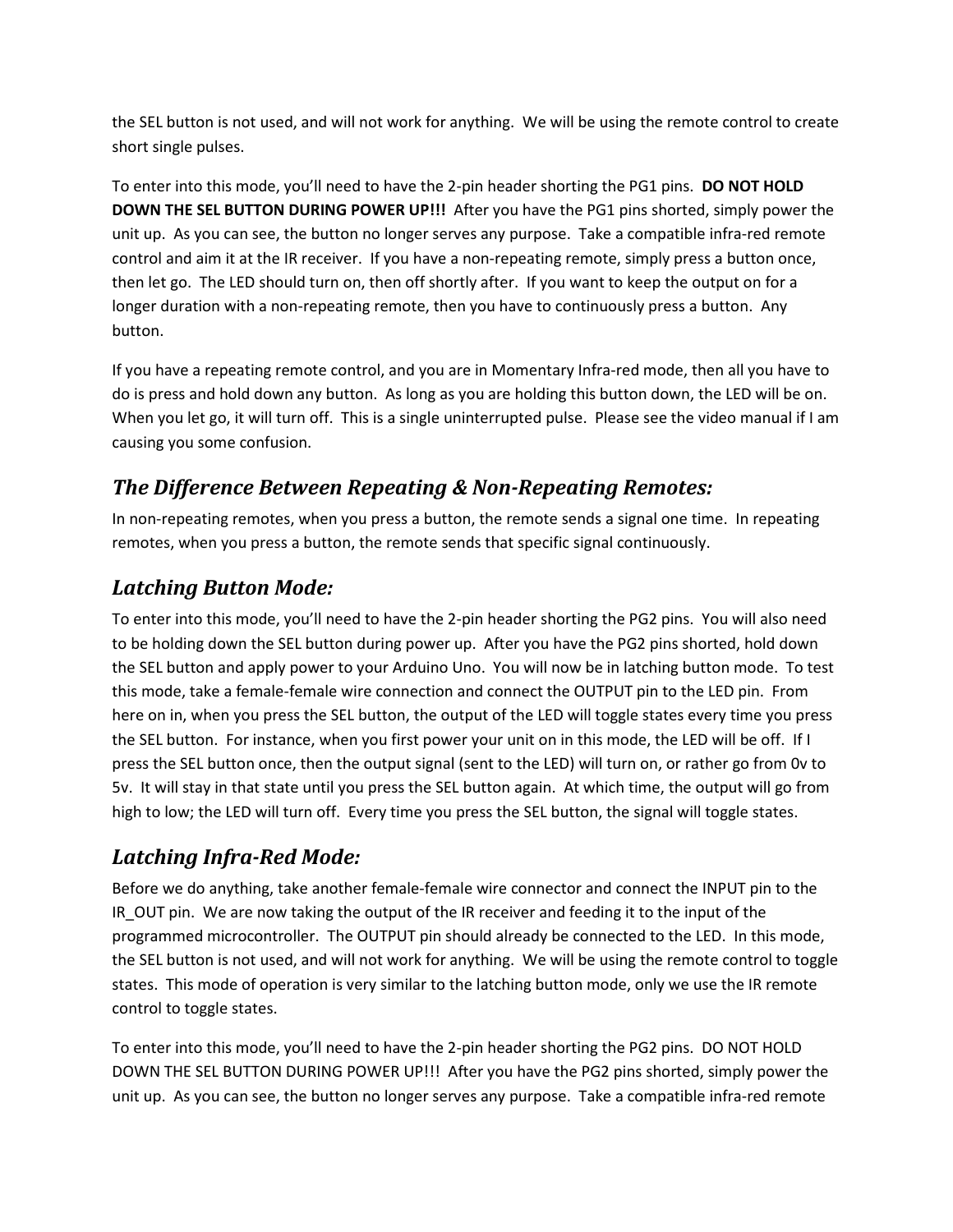the SEL button is not used, and will not work for anything. We will be using the remote control to create short single pulses.

To enter into this mode, you'll need to have the 2-pin header shorting the PG1 pins. **DO NOT HOLD DOWN THE SEL BUTTON DURING POWER UP!!!** After you have the PG1 pins shorted, simply power the unit up. As you can see, the button no longer serves any purpose. Take a compatible infra-red remote control and aim it at the IR receiver. If you have a non-repeating remote, simply press a button once, then let go. The LED should turn on, then off shortly after. If you want to keep the output on for a longer duration with a non-repeating remote, then you have to continuously press a button. Any button.

If you have a repeating remote control, and you are in Momentary Infra-red mode, then all you have to do is press and hold down any button. As long as you are holding this button down, the LED will be on. When you let go, it will turn off. This is a single uninterrupted pulse. Please see the video manual if I am causing you some confusion.

## *The Difference Between Repeating & Non-Repeating Remotes:*

In non-repeating remotes, when you press a button, the remote sends a signal one time. In repeating remotes, when you press a button, the remote sends that specific signal continuously.

## *Latching Button Mode:*

To enter into this mode, you'll need to have the 2-pin header shorting the PG2 pins. You will also need to be holding down the SEL button during power up. After you have the PG2 pins shorted, hold down the SEL button and apply power to your Arduino Uno. You will now be in latching button mode. To test this mode, take a female-female wire connection and connect the OUTPUT pin to the LED pin. From here on in, when you press the SEL button, the output of the LED will toggle states every time you press the SEL button. For instance, when you first power your unit on in this mode, the LED will be off. If I press the SEL button once, then the output signal (sent to the LED) will turn on, or rather go from 0v to 5v. It will stay in that state until you press the SEL button again. At which time, the output will go from high to low; the LED will turn off. Every time you press the SEL button, the signal will toggle states.

## *Latching Infra-Red Mode:*

Before we do anything, take another female-female wire connector and connect the INPUT pin to the IR_OUT pin. We are now taking the output of the IR receiver and feeding it to the input of the programmed microcontroller. The OUTPUT pin should already be connected to the LED. In this mode, the SEL button is not used, and will not work for anything. We will be using the remote control to toggle states. This mode of operation is very similar to the latching button mode, only we use the IR remote control to toggle states.

To enter into this mode, you'll need to have the 2-pin header shorting the PG2 pins. DO NOT HOLD DOWN THE SEL BUTTON DURING POWER UP!!! After you have the PG2 pins shorted, simply power the unit up. As you can see, the button no longer serves any purpose. Take a compatible infra-red remote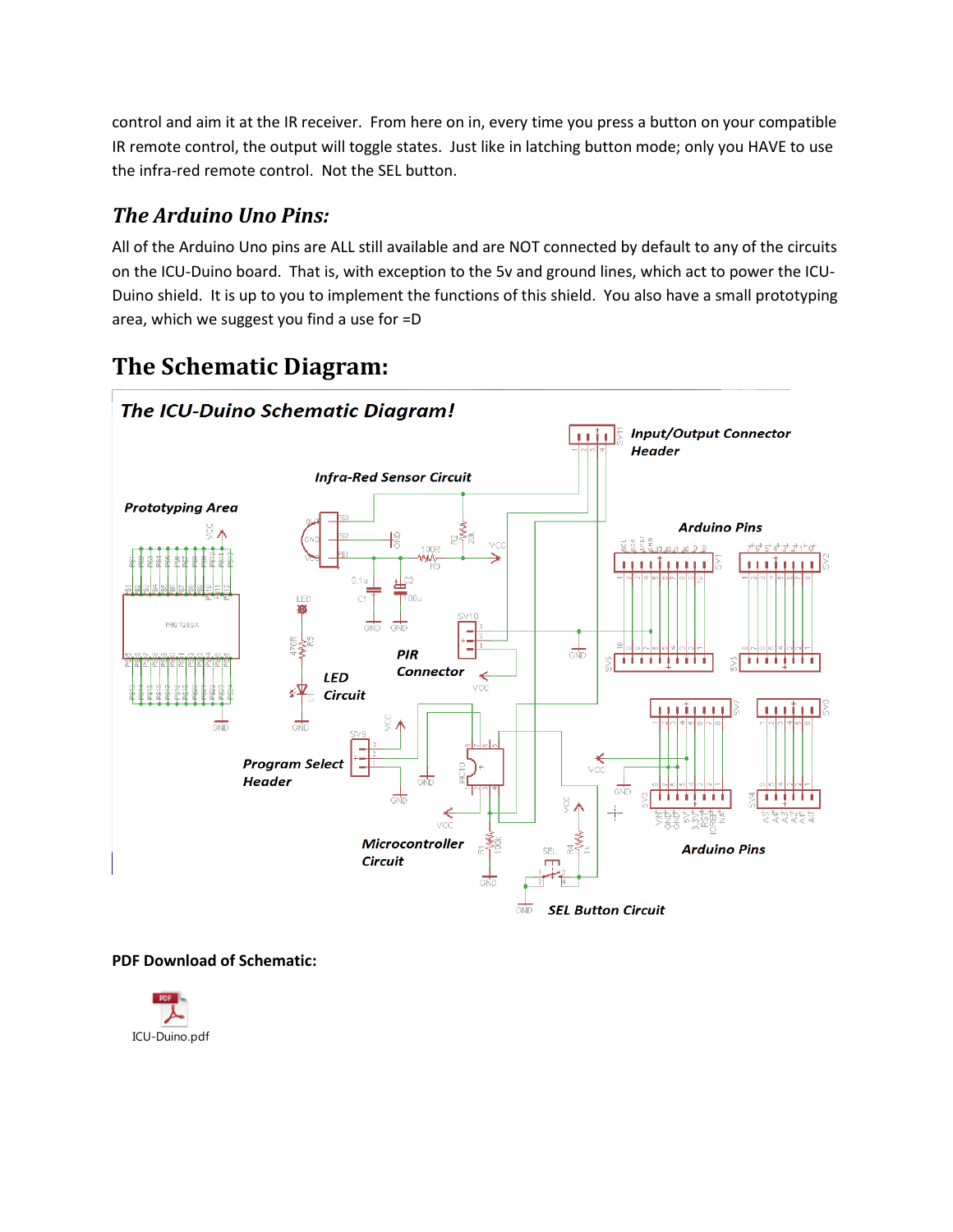control and aim it at the IR receiver. From here on in, every time you press a button on your compatible IR remote control, the output will toggle states. Just like in latching button mode; only you HAVE to use the infra-red remote control. Not the SEL button.

### *The Arduino Uno Pins:*

All of the Arduino Uno pins are ALL still available and are NOT connected by default to any of the circuits on the ICU-Duino board. That is, with exception to the 5v and ground lines, which act to power the ICU-Duino shield. It is up to you to implement the functions of this shield. You also have a small prototyping area, which we suggest you find a use for =D

## The Schematic Diagram:

**PDF Download of Schematic:**

ICU-Duino.pdf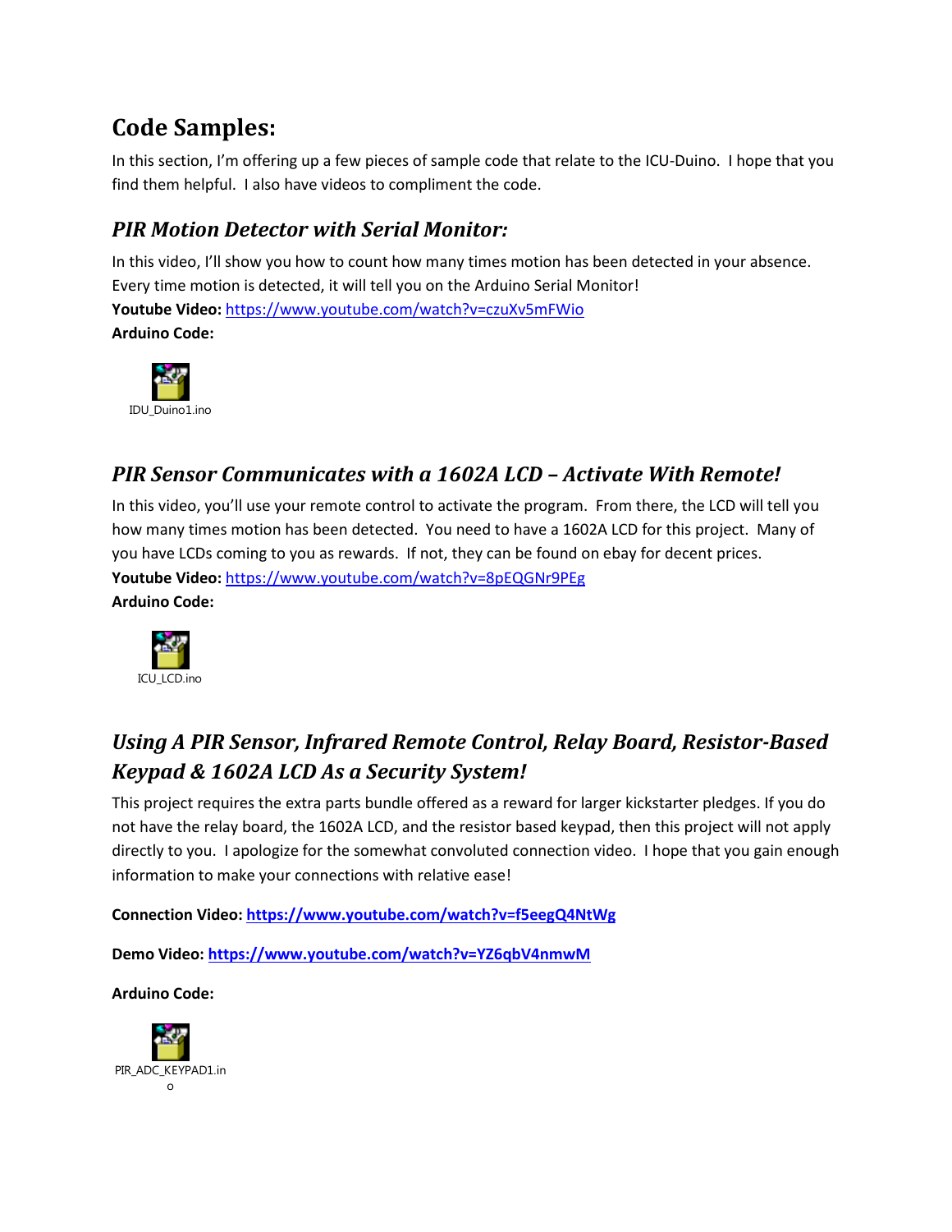# Code Samples:

In this section, I'm offering up a few pieces of sample code that relate to the ICU-Duino. I hope that you find them helpful. I also have videos to compliment the code.

## *PIR Motion Detector with Serial Monitor:*

In this video, I'll show you how to count how many times motion has been detected in your absence. Every time motion is detected, it will tell you on the Arduino Serial Monitor!

**Youtube Video:** https://www.youtube.com/watch?v=czuXv5mFWio

**Arduino Code:**

IDU_Duino1.ino

## *PIR Sensor Communicates with a 1602A LCD – Activate With Remote!*

In this video, you'll use your remote control to activate the program. From there, the LCD will tell you how many times motion has been detected. You need to have a 1602A LCD for this project. Many of you have LCDs coming to you as rewards. If not, they can be found on ebay for decent prices.

**Youtube Video:** https://www.youtube.com/watch?v=8pEQGNr9PEg

**Arduino Code:**

ICU_LCD.ino

## *Using A PIR Sensor, Infrared Remote Control, Relay Board, Resistor-Based Keypad & 1602A LCD As a Security System!*

This project requires the extra parts bundle offered as a reward for larger kickstarter pledges. If you do not have the relay board, the 1602A LCD, and the resistor based keypad, then this project will not apply directly to you. I apologize for the somewhat convoluted connection video. I hope that you gain enough information to make your connections with relative ease!

**Connection Video: https://www.youtube.com/watch?v=f5eegQ4NtWg**

**Demo Video: https://www.youtube.com/watch?v=YZ6qbV4nmwM**

**Arduino Code:**

PIR_ADC_KEYPAD1.ino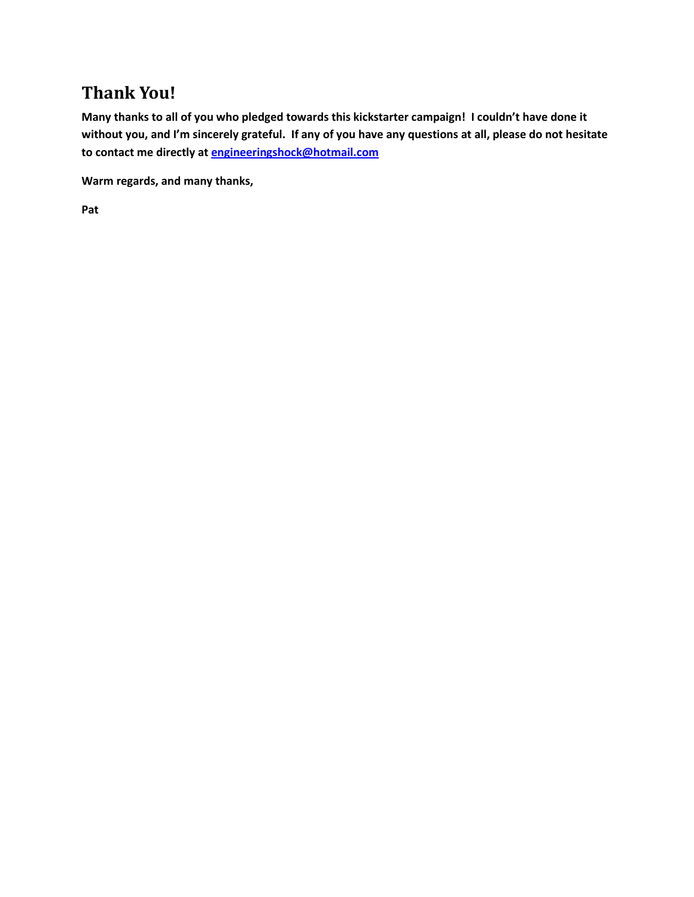# Thank You!

**Many thanks to all of you who pledged towards this kickstarter campaign! I couldn't have done it without you, and I'm sincerely grateful. If any of you have any questions at all, please do not hesitate to contact me directly at [engineeringshock@hotmail.com](mailto:engineeringshock@hotmail.com)**

**Warm regards, and many thanks,**

**Pat**